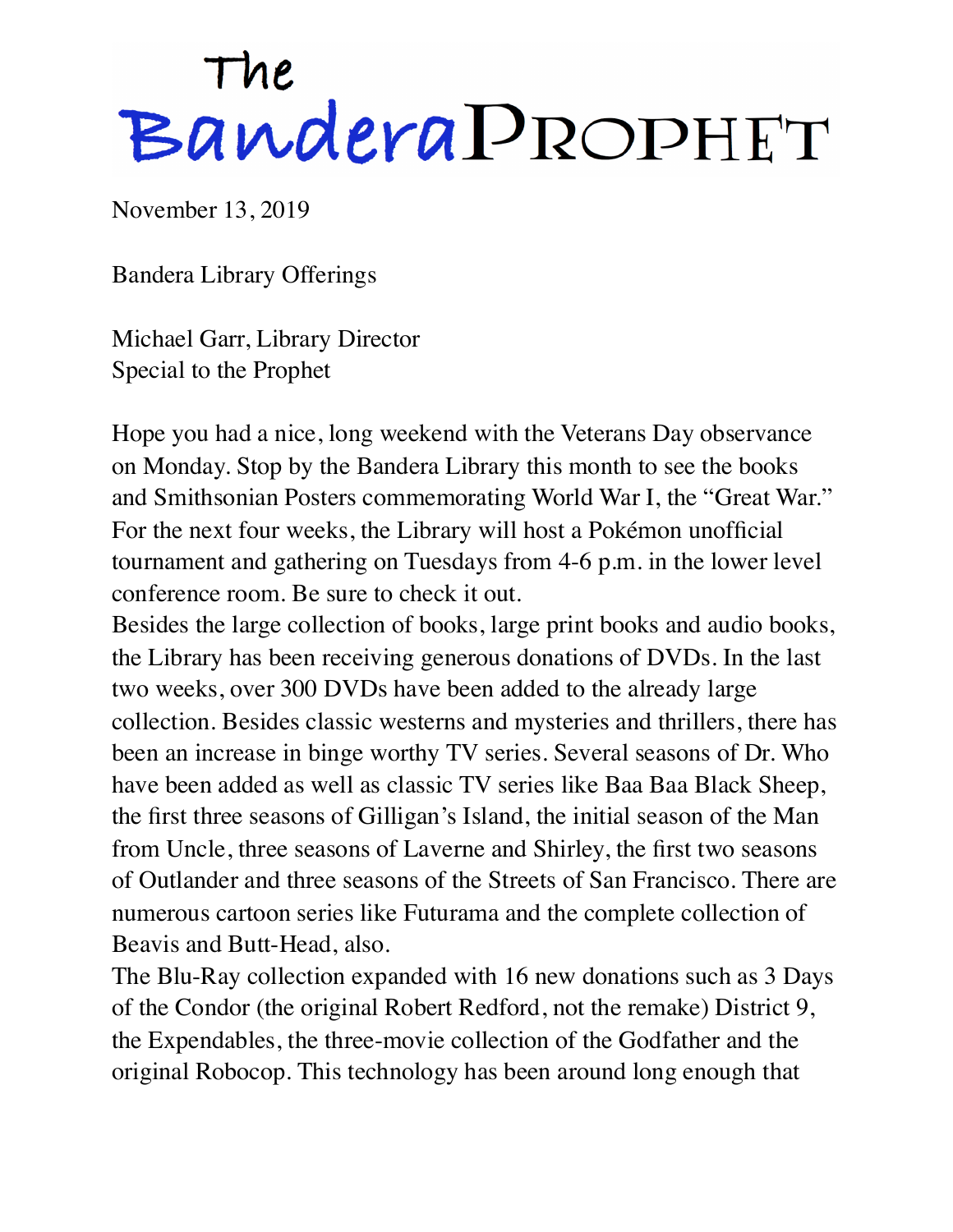# The Bandera Prophet

November 13, 2019

Bandera Library Offerings

Michael Garr, Library Director
Special to the Prophet

Hope you had a nice, long weekend with the Veterans Day observance on Monday. Stop by the Bandera Library this month to see the books and Smithsonian Posters commemorating World War I, the "Great War." For the next four weeks, the Library will host a Pokémon unofficial tournament and gathering on Tuesdays from 4-6 p.m. in the lower level conference room. Be sure to check it out.

Besides the large collection of books, large print books and audio books, the Library has been receiving generous donations of DVDs. In the last two weeks, over 300 DVDs have been added to the already large collection. Besides classic westerns and mysteries and thrillers, there has been an increase in binge worthy TV series. Several seasons of Dr. Who have been added as well as classic TV series like Baa Baa Black Sheep, the first three seasons of Gilligan's Island, the initial season of the Man from Uncle, three seasons of Laverne and Shirley, the first two seasons of Outlander and three seasons of the Streets of San Francisco. There are numerous cartoon series like Futurama and the complete collection of Beavis and Butt-Head, also.

The Blu-Ray collection expanded with 16 new donations such as 3 Days of the Condor (the original Robert Redford, not the remake) District 9, the Expendables, the three-movie collection of the Godfather and the original Robocop. This technology has been around long enough that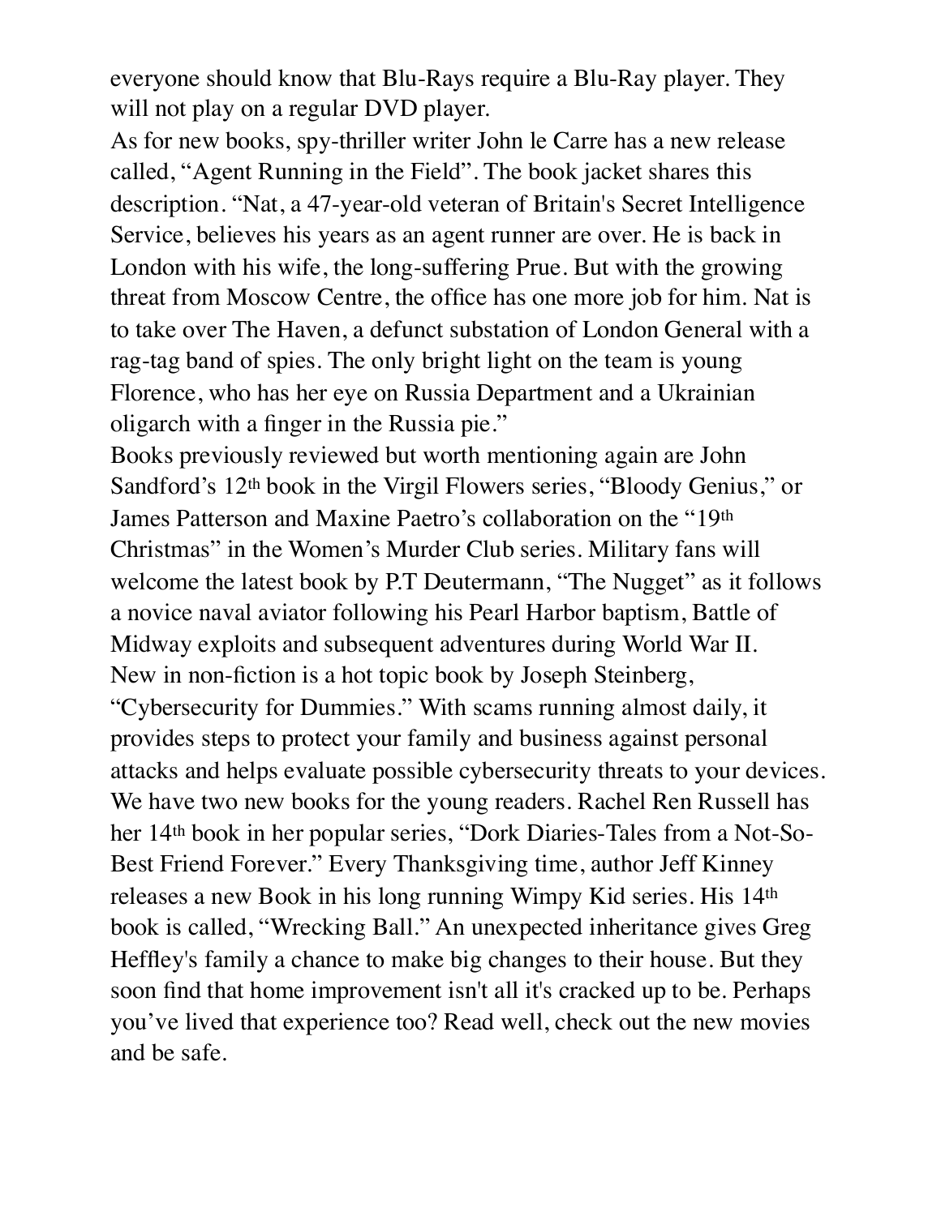everyone should know that Blu-Rays require a Blu-Ray player. They will not play on a regular DVD player.

As for new books, spy-thriller writer John le Carre has a new release called, "Agent Running in the Field". The book jacket shares this description. "Nat, a 47-year-old veteran of Britain's Secret Intelligence Service, believes his years as an agent runner are over. He is back in London with his wife, the long-suffering Prue. But with the growing threat from Moscow Centre, the office has one more job for him. Nat is to take over The Haven, a defunct substation of London General with a rag-tag band of spies. The only bright light on the team is young Florence, who has her eye on Russia Department and a Ukrainian oligarch with a finger in the Russia pie."

Books previously reviewed but worth mentioning again are John Sandford's 12th book in the Virgil Flowers series, "Bloody Genius," or James Patterson and Maxine Paetro's collaboration on the "19th Christmas" in the Women's Murder Club series. Military fans will welcome the latest book by P.T Deutermann, "The Nugget" as it follows a novice naval aviator following his Pearl Harbor baptism, Battle of Midway exploits and subsequent adventures during World War II.

New in non-fiction is a hot topic book by Joseph Steinberg, "Cybersecurity for Dummies." With scams running almost daily, it provides steps to protect your family and business against personal attacks and helps evaluate possible cybersecurity threats to your devices.

We have two new books for the young readers. Rachel Ren Russell has her 14th book in her popular series, "Dork Diaries-Tales from a Not-So-Best Friend Forever." Every Thanksgiving time, author Jeff Kinney releases a new Book in his long running Wimpy Kid series. His 14th book is called, "Wrecking Ball." An unexpected inheritance gives Greg Heffley's family a chance to make big changes to their house. But they soon find that home improvement isn't all it's cracked up to be. Perhaps you've lived that experience too? Read well, check out the new movies and be safe.